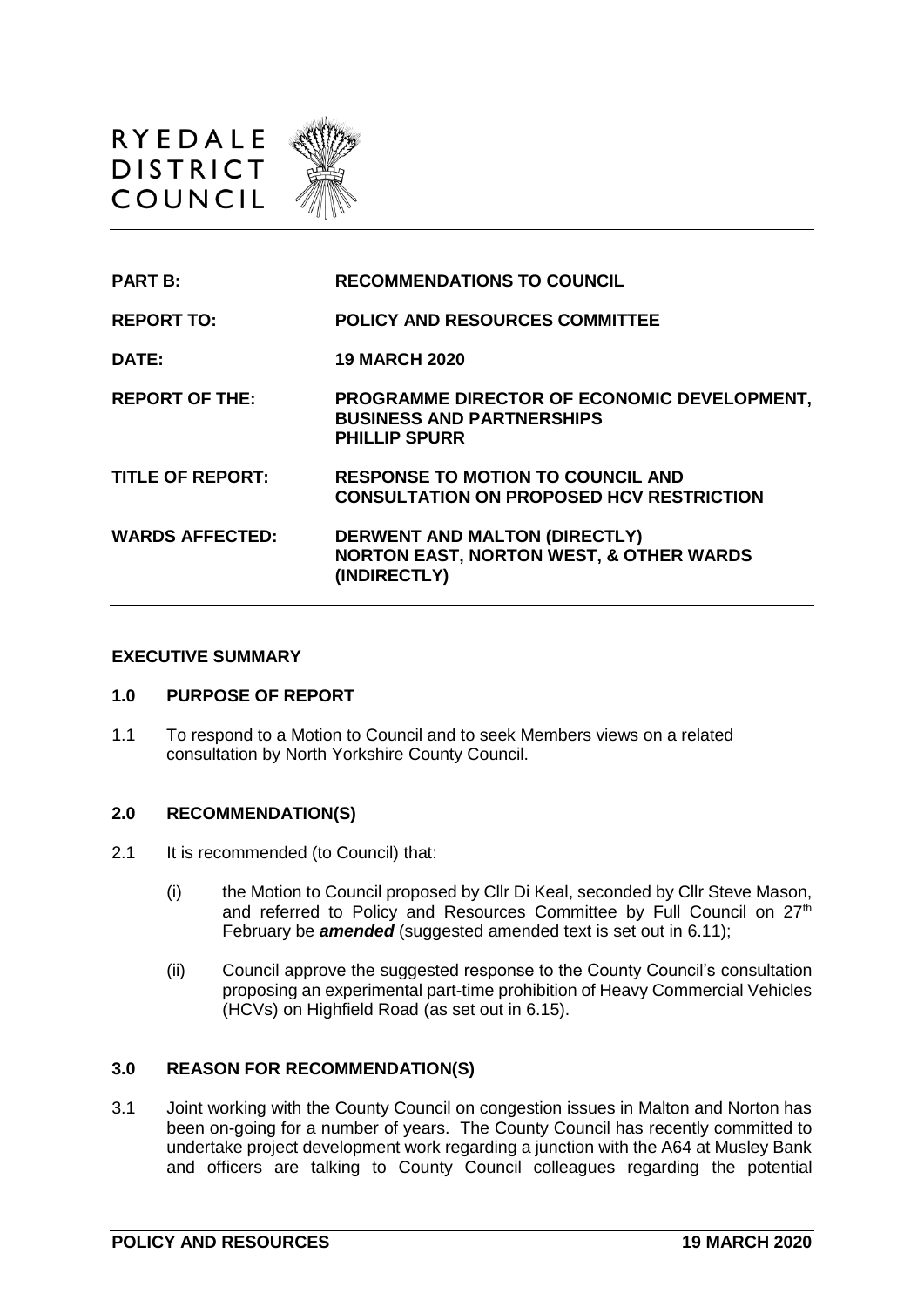RYEDALE DISTRICT COUNCIL

| | |
|---|---|
| **PART B:** | **RECOMMENDATIONS TO COUNCIL** |
| **REPORT TO:** | **POLICY AND RESOURCES COMMITTEE** |
| **DATE:** | **19 MARCH 2020** |
| **REPORT OF THE:** | **PROGRAMME DIRECTOR OF ECONOMIC DEVELOPMENT, BUSINESS AND PARTNERSHIPS PHILLIP SPURR** |
| **TITLE OF REPORT:** | **RESPONSE TO MOTION TO COUNCIL AND CONSULTATION ON PROPOSED HCV RESTRICTION** |
| **WARDS AFFECTED:** | **DERWENT AND MALTON (DIRECTLY) NORTON EAST, NORTON WEST, & OTHER WARDS (INDIRECTLY)** |

## EXECUTIVE SUMMARY

### 1.0 PURPOSE OF REPORT

1.1 To respond to a Motion to Council and to seek Members views on a related consultation by North Yorkshire County Council.

### 2.0 RECOMMENDATION(S)

2.1 It is recommended (to Council) that:

(i) the Motion to Council proposed by Cllr Di Keal, seconded by Cllr Steve Mason, and referred to Policy and Resources Committee by Full Council on 27th February be ***amended*** (suggested amended text is set out in 6.11);

(ii) Council approve the suggested response to the County Council's consultation proposing an experimental part-time prohibition of Heavy Commercial Vehicles (HCVs) on Highfield Road (as set out in 6.15).

### 3.0 REASON FOR RECOMMENDATION(S)

3.1 Joint working with the County Council on congestion issues in Malton and Norton has been on-going for a number of years. The County Council has recently committed to undertake project development work regarding a junction with the A64 at Musley Bank and officers are talking to County Council colleagues regarding the potential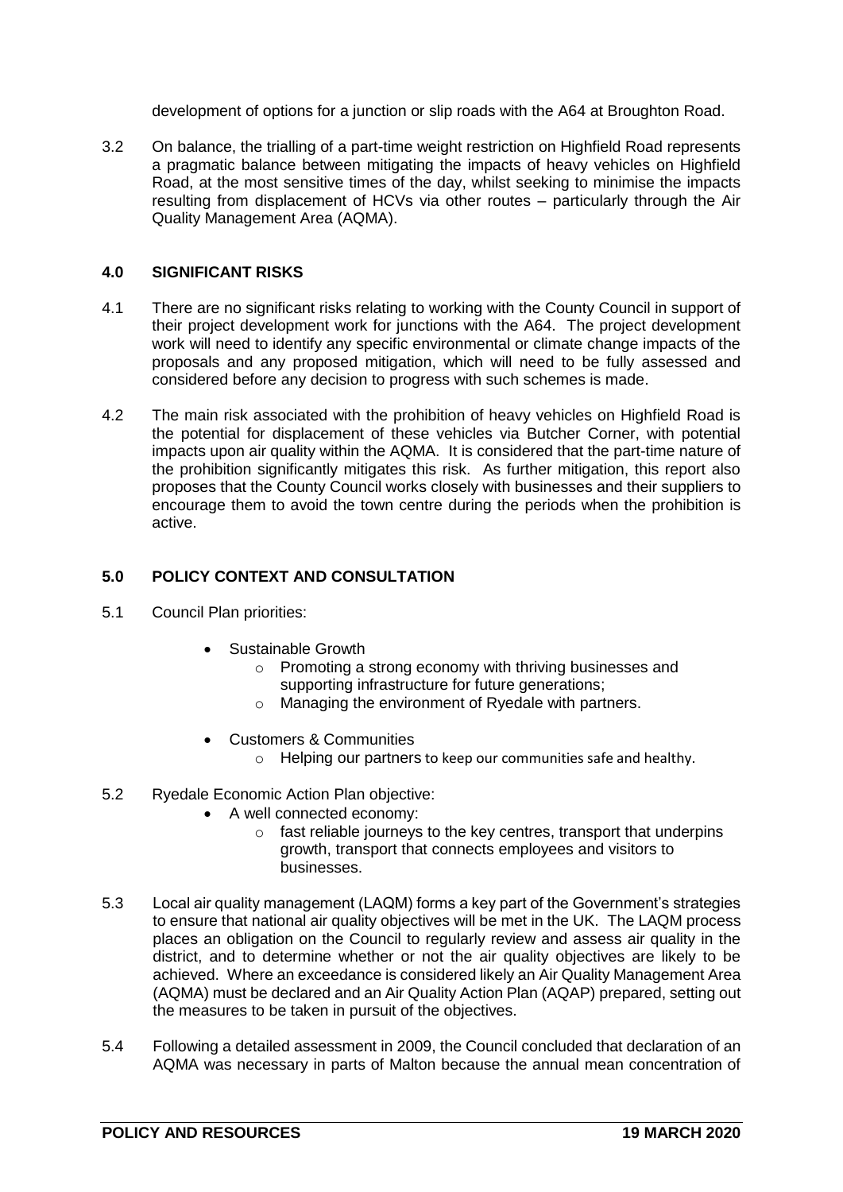development of options for a junction or slip roads with the A64 at Broughton Road.

3.2 On balance, the trialling of a part-time weight restriction on Highfield Road represents a pragmatic balance between mitigating the impacts of heavy vehicles on Highfield Road, at the most sensitive times of the day, whilst seeking to minimise the impacts resulting from displacement of HCVs via other routes – particularly through the Air Quality Management Area (AQMA).

## 4.0 SIGNIFICANT RISKS

4.1 There are no significant risks relating to working with the County Council in support of their project development work for junctions with the A64. The project development work will need to identify any specific environmental or climate change impacts of the proposals and any proposed mitigation, which will need to be fully assessed and considered before any decision to progress with such schemes is made.

4.2 The main risk associated with the prohibition of heavy vehicles on Highfield Road is the potential for displacement of these vehicles via Butcher Corner, with potential impacts upon air quality within the AQMA. It is considered that the part-time nature of the prohibition significantly mitigates this risk. As further mitigation, this report also proposes that the County Council works closely with businesses and their suppliers to encourage them to avoid the town centre during the periods when the prohibition is active.

## 5.0 POLICY CONTEXT AND CONSULTATION

5.1 Council Plan priorities:

- Sustainable Growth
  - Promoting a strong economy with thriving businesses and supporting infrastructure for future generations;
  - Managing the environment of Ryedale with partners.
- Customers & Communities
  - Helping our partners to keep our communities safe and healthy.

5.2 Ryedale Economic Action Plan objective:

- A well connected economy:
  - fast reliable journeys to the key centres, transport that underpins growth, transport that connects employees and visitors to businesses.

5.3 Local air quality management (LAQM) forms a key part of the Government's strategies to ensure that national air quality objectives will be met in the UK. The LAQM process places an obligation on the Council to regularly review and assess air quality in the district, and to determine whether or not the air quality objectives are likely to be achieved. Where an exceedance is considered likely an Air Quality Management Area (AQMA) must be declared and an Air Quality Action Plan (AQAP) prepared, setting out the measures to be taken in pursuit of the objectives.

5.4 Following a detailed assessment in 2009, the Council concluded that declaration of an AQMA was necessary in parts of Malton because the annual mean concentration of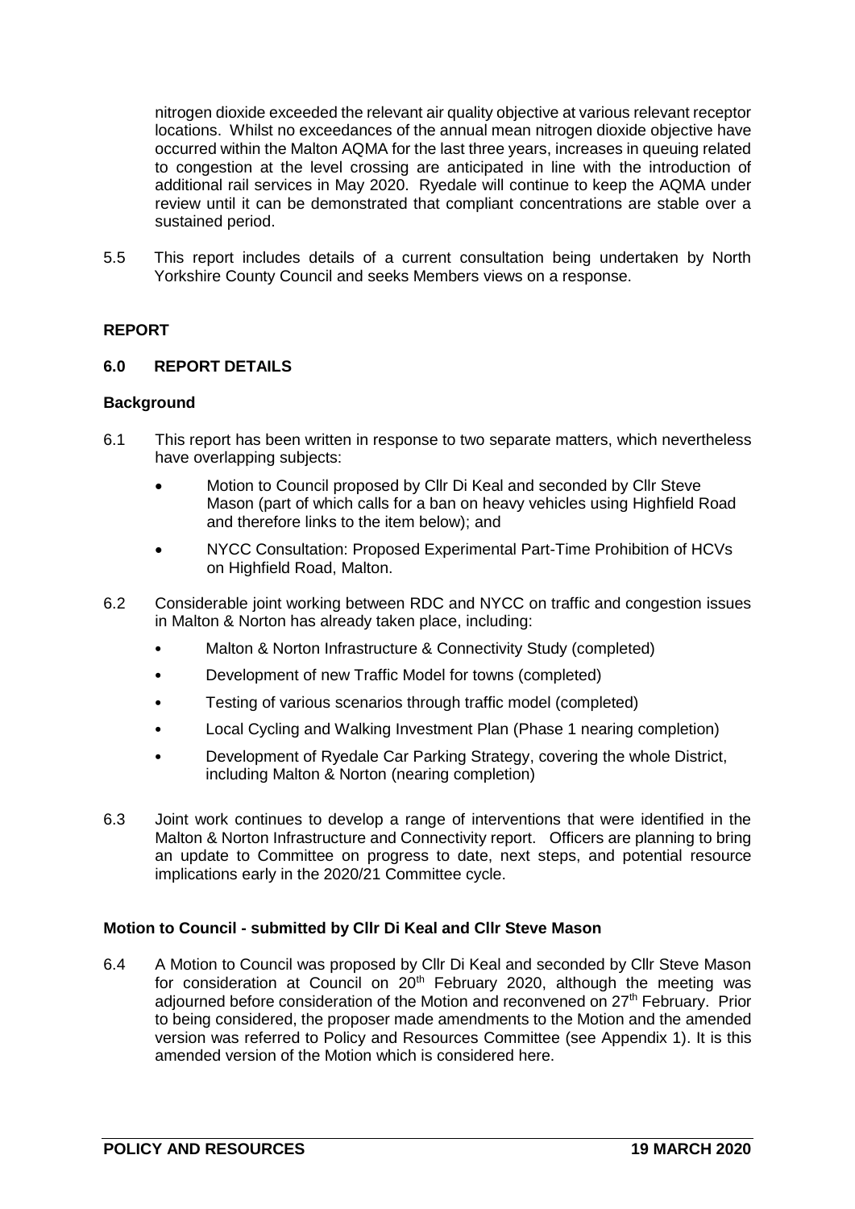nitrogen dioxide exceeded the relevant air quality objective at various relevant receptor locations. Whilst no exceedances of the annual mean nitrogen dioxide objective have occurred within the Malton AQMA for the last three years, increases in queuing related to congestion at the level crossing are anticipated in line with the introduction of additional rail services in May 2020. Ryedale will continue to keep the AQMA under review until it can be demonstrated that compliant concentrations are stable over a sustained period.

5.5 This report includes details of a current consultation being undertaken by North Yorkshire County Council and seeks Members views on a response.

## REPORT

### 6.0 REPORT DETAILS

**Background**

6.1 This report has been written in response to two separate matters, which nevertheless have overlapping subjects:

- Motion to Council proposed by Cllr Di Keal and seconded by Cllr Steve Mason (part of which calls for a ban on heavy vehicles using Highfield Road and therefore links to the item below); and
- NYCC Consultation: Proposed Experimental Part-Time Prohibition of HCVs on Highfield Road, Malton.

6.2 Considerable joint working between RDC and NYCC on traffic and congestion issues in Malton & Norton has already taken place, including:

- Malton & Norton Infrastructure & Connectivity Study (completed)
- Development of new Traffic Model for towns (completed)
- Testing of various scenarios through traffic model (completed)
- Local Cycling and Walking Investment Plan (Phase 1 nearing completion)
- Development of Ryedale Car Parking Strategy, covering the whole District, including Malton & Norton (nearing completion)

6.3 Joint work continues to develop a range of interventions that were identified in the Malton & Norton Infrastructure and Connectivity report. Officers are planning to bring an update to Committee on progress to date, next steps, and potential resource implications early in the 2020/21 Committee cycle.

**Motion to Council - submitted by Cllr Di Keal and Cllr Steve Mason**

6.4 A Motion to Council was proposed by Cllr Di Keal and seconded by Cllr Steve Mason for consideration at Council on 20th February 2020, although the meeting was adjourned before consideration of the Motion and reconvened on 27th February. Prior to being considered, the proposer made amendments to the Motion and the amended version was referred to Policy and Resources Committee (see Appendix 1). It is this amended version of the Motion which is considered here.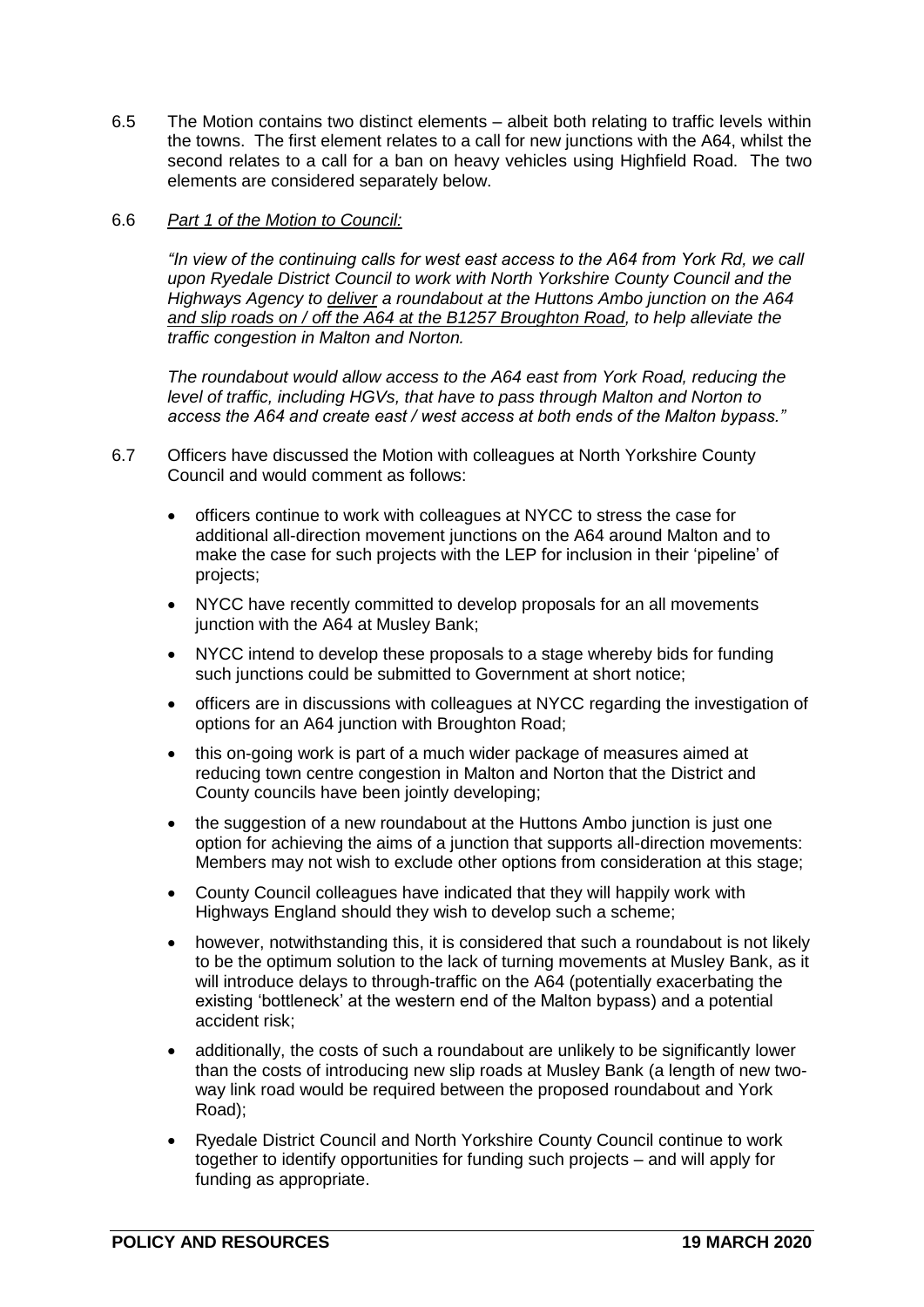6.5 The Motion contains two distinct elements – albeit both relating to traffic levels within the towns. The first element relates to a call for new junctions with the A64, whilst the second relates to a call for a ban on heavy vehicles using Highfield Road. The two elements are considered separately below.

6.6 *Part 1 of the Motion to Council:*

*"In view of the continuing calls for west east access to the A64 from York Rd, we call upon Ryedale District Council to work with North Yorkshire County Council and the Highways Agency to deliver a roundabout at the Huttons Ambo junction on the A64 and slip roads on / off the A64 at the B1257 Broughton Road, to help alleviate the traffic congestion in Malton and Norton.*

*The roundabout would allow access to the A64 east from York Road, reducing the level of traffic, including HGVs, that have to pass through Malton and Norton to access the A64 and create east / west access at both ends of the Malton bypass."*

6.7 Officers have discussed the Motion with colleagues at North Yorkshire County Council and would comment as follows:

- officers continue to work with colleagues at NYCC to stress the case for additional all-direction movement junctions on the A64 around Malton and to make the case for such projects with the LEP for inclusion in their 'pipeline' of projects;
- NYCC have recently committed to develop proposals for an all movements junction with the A64 at Musley Bank;
- NYCC intend to develop these proposals to a stage whereby bids for funding such junctions could be submitted to Government at short notice;
- officers are in discussions with colleagues at NYCC regarding the investigation of options for an A64 junction with Broughton Road;
- this on-going work is part of a much wider package of measures aimed at reducing town centre congestion in Malton and Norton that the District and County councils have been jointly developing;
- the suggestion of a new roundabout at the Huttons Ambo junction is just one option for achieving the aims of a junction that supports all-direction movements: Members may not wish to exclude other options from consideration at this stage;
- County Council colleagues have indicated that they will happily work with Highways England should they wish to develop such a scheme;
- however, notwithstanding this, it is considered that such a roundabout is not likely to be the optimum solution to the lack of turning movements at Musley Bank, as it will introduce delays to through-traffic on the A64 (potentially exacerbating the existing 'bottleneck' at the western end of the Malton bypass) and a potential accident risk;
- additionally, the costs of such a roundabout are unlikely to be significantly lower than the costs of introducing new slip roads at Musley Bank (a length of new two-way link road would be required between the proposed roundabout and York Road);
- Ryedale District Council and North Yorkshire County Council continue to work together to identify opportunities for funding such projects – and will apply for funding as appropriate.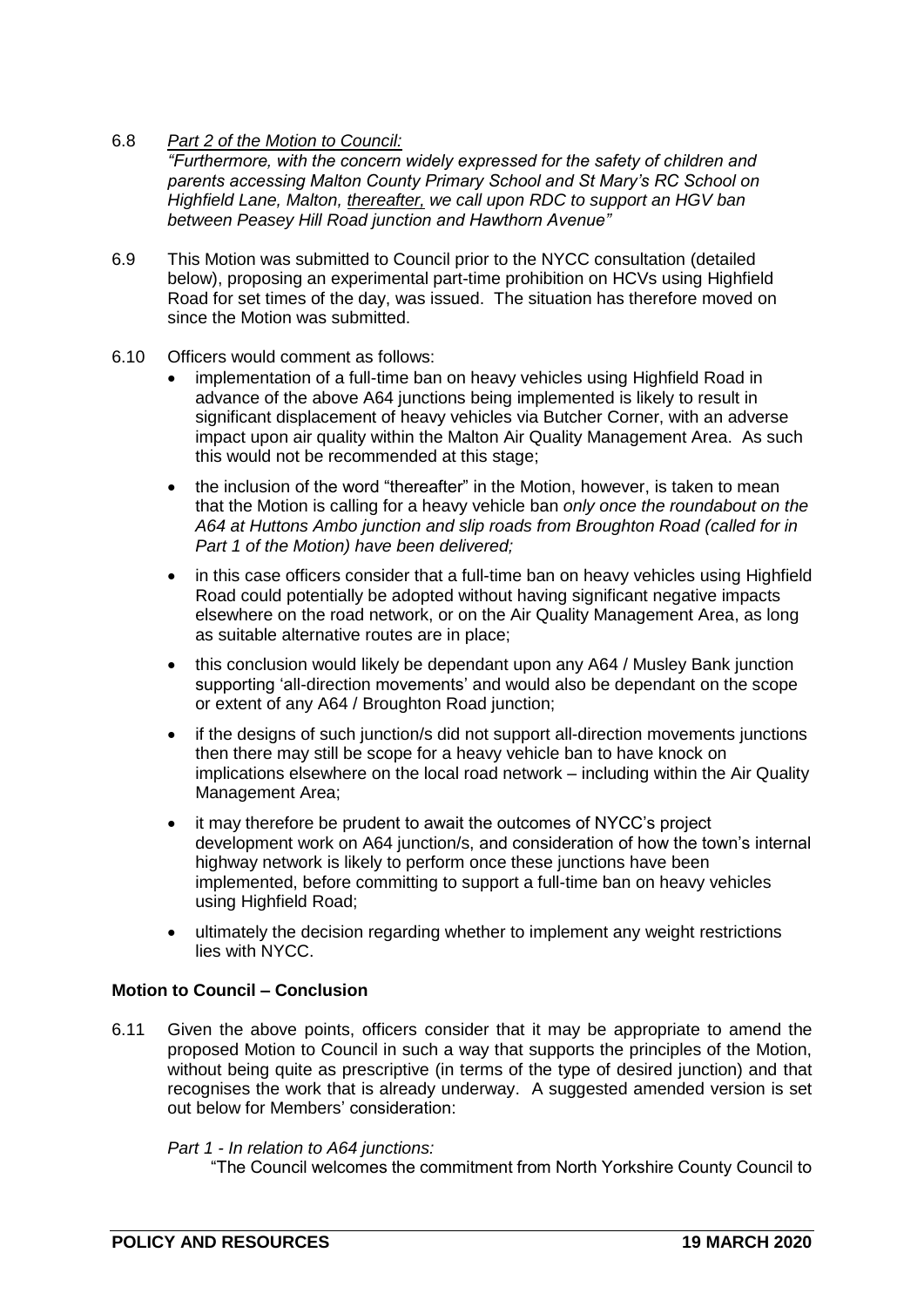6.8 *Part 2 of the Motion to Council:*
*"Furthermore, with the concern widely expressed for the safety of children and parents accessing Malton County Primary School and St Mary's RC School on Highfield Lane, Malton, thereafter, we call upon RDC to support an HGV ban between Peasey Hill Road junction and Hawthorn Avenue"*

6.9 This Motion was submitted to Council prior to the NYCC consultation (detailed below), proposing an experimental part-time prohibition on HCVs using Highfield Road for set times of the day, was issued. The situation has therefore moved on since the Motion was submitted.

6.10 Officers would comment as follows:

- implementation of a full-time ban on heavy vehicles using Highfield Road in advance of the above A64 junctions being implemented is likely to result in significant displacement of heavy vehicles via Butcher Corner, with an adverse impact upon air quality within the Malton Air Quality Management Area. As such this would not be recommended at this stage;
- the inclusion of the word "thereafter" in the Motion, however, is taken to mean that the Motion is calling for a heavy vehicle ban *only once the roundabout on the A64 at Huttons Ambo junction and slip roads from Broughton Road (called for in Part 1 of the Motion) have been delivered;*
- in this case officers consider that a full-time ban on heavy vehicles using Highfield Road could potentially be adopted without having significant negative impacts elsewhere on the road network, or on the Air Quality Management Area, as long as suitable alternative routes are in place;
- this conclusion would likely be dependant upon any A64 / Musley Bank junction supporting 'all-direction movements' and would also be dependant on the scope or extent of any A64 / Broughton Road junction;
- if the designs of such junction/s did not support all-direction movements junctions then there may still be scope for a heavy vehicle ban to have knock on implications elsewhere on the local road network – including within the Air Quality Management Area;
- it may therefore be prudent to await the outcomes of NYCC's project development work on A64 junction/s, and consideration of how the town's internal highway network is likely to perform once these junctions have been implemented, before committing to support a full-time ban on heavy vehicles using Highfield Road;
- ultimately the decision regarding whether to implement any weight restrictions lies with NYCC.

**Motion to Council – Conclusion**

6.11 Given the above points, officers consider that it may be appropriate to amend the proposed Motion to Council in such a way that supports the principles of the Motion, without being quite as prescriptive (in terms of the type of desired junction) and that recognises the work that is already underway. A suggested amended version is set out below for Members' consideration:

*Part 1 - In relation to A64 junctions:*

"The Council welcomes the commitment from North Yorkshire County Council to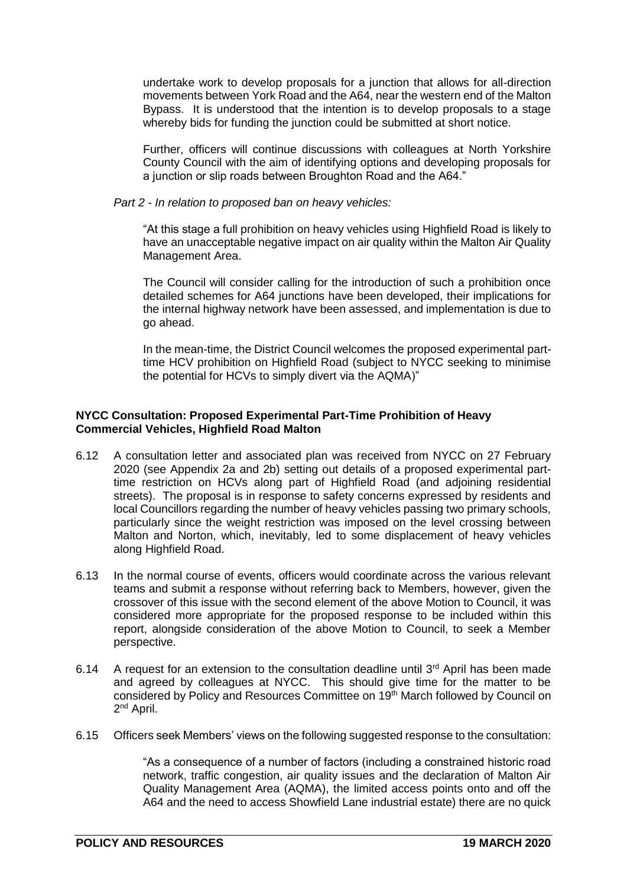undertake work to develop proposals for a junction that allows for all-direction movements between York Road and the A64, near the western end of the Malton Bypass. It is understood that the intention is to develop proposals to a stage whereby bids for funding the junction could be submitted at short notice.

Further, officers will continue discussions with colleagues at North Yorkshire County Council with the aim of identifying options and developing proposals for a junction or slip roads between Broughton Road and the A64."

*Part 2 - In relation to proposed ban on heavy vehicles:*

"At this stage a full prohibition on heavy vehicles using Highfield Road is likely to have an unacceptable negative impact on air quality within the Malton Air Quality Management Area.

The Council will consider calling for the introduction of such a prohibition once detailed schemes for A64 junctions have been developed, their implications for the internal highway network have been assessed, and implementation is due to go ahead.

In the mean-time, the District Council welcomes the proposed experimental part-time HCV prohibition on Highfield Road (subject to NYCC seeking to minimise the potential for HCVs to simply divert via the AQMA)"

**NYCC Consultation: Proposed Experimental Part-Time Prohibition of Heavy Commercial Vehicles, Highfield Road Malton**

6.12 A consultation letter and associated plan was received from NYCC on 27 February 2020 (see Appendix 2a and 2b) setting out details of a proposed experimental part-time restriction on HCVs along part of Highfield Road (and adjoining residential streets). The proposal is in response to safety concerns expressed by residents and local Councillors regarding the number of heavy vehicles passing two primary schools, particularly since the weight restriction was imposed on the level crossing between Malton and Norton, which, inevitably, led to some displacement of heavy vehicles along Highfield Road.

6.13 In the normal course of events, officers would coordinate across the various relevant teams and submit a response without referring back to Members, however, given the crossover of this issue with the second element of the above Motion to Council, it was considered more appropriate for the proposed response to be included within this report, alongside consideration of the above Motion to Council, to seek a Member perspective.

6.14 A request for an extension to the consultation deadline until 3rd April has been made and agreed by colleagues at NYCC. This should give time for the matter to be considered by Policy and Resources Committee on 19th March followed by Council on 2nd April.

6.15 Officers seek Members' views on the following suggested response to the consultation:

"As a consequence of a number of factors (including a constrained historic road network, traffic congestion, air quality issues and the declaration of Malton Air Quality Management Area (AQMA), the limited access points onto and off the A64 and the need to access Showfield Lane industrial estate) there are no quick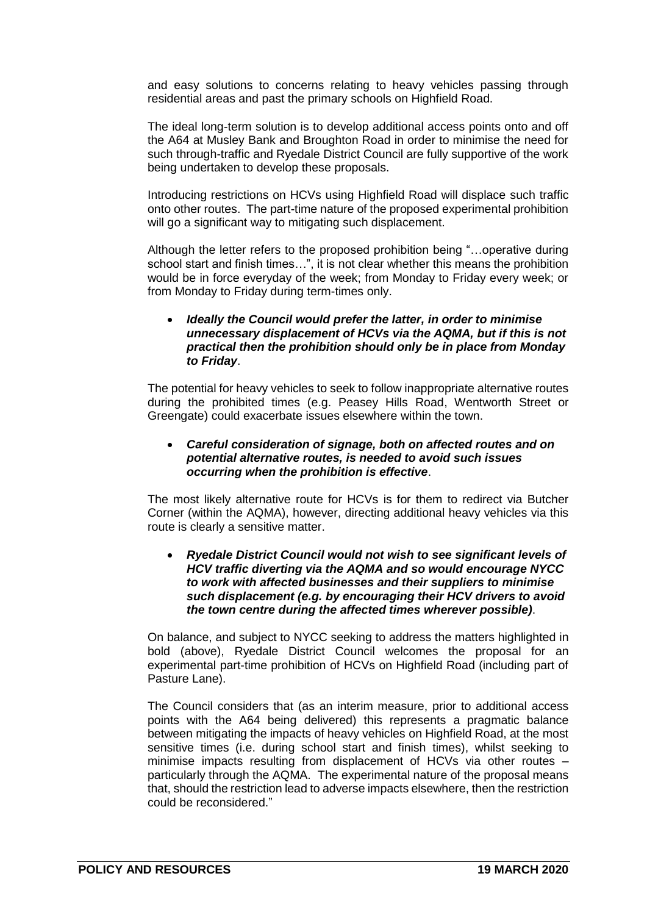and easy solutions to concerns relating to heavy vehicles passing through residential areas and past the primary schools on Highfield Road.

The ideal long-term solution is to develop additional access points onto and off the A64 at Musley Bank and Broughton Road in order to minimise the need for such through-traffic and Ryedale District Council are fully supportive of the work being undertaken to develop these proposals.

Introducing restrictions on HCVs using Highfield Road will displace such traffic onto other routes. The part-time nature of the proposed experimental prohibition will go a significant way to mitigating such displacement.

Although the letter refers to the proposed prohibition being "…operative during school start and finish times…", it is not clear whether this means the prohibition would be in force everyday of the week; from Monday to Friday every week; or from Monday to Friday during term-times only.

- ***Ideally the Council would prefer the latter, in order to minimise unnecessary displacement of HCVs via the AQMA, but if this is not practical then the prohibition should only be in place from Monday to Friday***.

The potential for heavy vehicles to seek to follow inappropriate alternative routes during the prohibited times (e.g. Peasey Hills Road, Wentworth Street or Greengate) could exacerbate issues elsewhere within the town.

- ***Careful consideration of signage, both on affected routes and on potential alternative routes, is needed to avoid such issues occurring when the prohibition is effective***.

The most likely alternative route for HCVs is for them to redirect via Butcher Corner (within the AQMA), however, directing additional heavy vehicles via this route is clearly a sensitive matter.

- ***Ryedale District Council would not wish to see significant levels of HCV traffic diverting via the AQMA and so would encourage NYCC to work with affected businesses and their suppliers to minimise such displacement (e.g. by encouraging their HCV drivers to avoid the town centre during the affected times wherever possible)***.

On balance, and subject to NYCC seeking to address the matters highlighted in bold (above), Ryedale District Council welcomes the proposal for an experimental part-time prohibition of HCVs on Highfield Road (including part of Pasture Lane).

The Council considers that (as an interim measure, prior to additional access points with the A64 being delivered) this represents a pragmatic balance between mitigating the impacts of heavy vehicles on Highfield Road, at the most sensitive times (i.e. during school start and finish times), whilst seeking to minimise impacts resulting from displacement of HCVs via other routes – particularly through the AQMA. The experimental nature of the proposal means that, should the restriction lead to adverse impacts elsewhere, then the restriction could be reconsidered."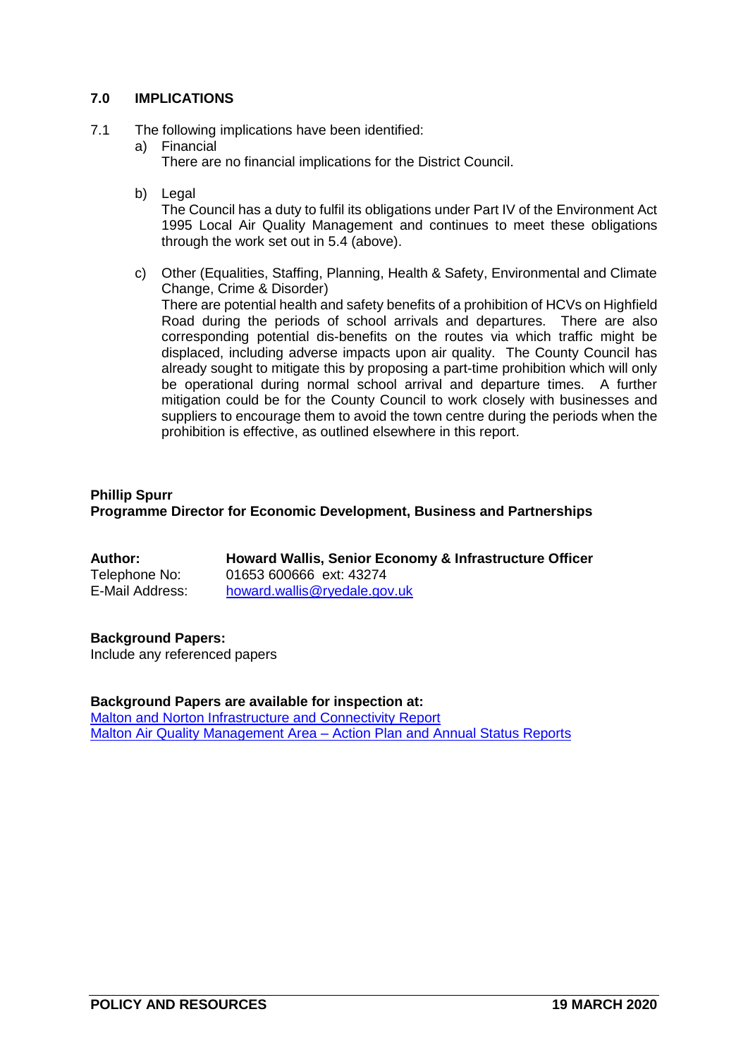## 7.0 IMPLICATIONS

7.1 The following implications have been identified:

a) Financial

There are no financial implications for the District Council.

b) Legal

The Council has a duty to fulfil its obligations under Part IV of the Environment Act 1995 Local Air Quality Management and continues to meet these obligations through the work set out in 5.4 (above).

c) Other (Equalities, Staffing, Planning, Health & Safety, Environmental and Climate Change, Crime & Disorder)

There are potential health and safety benefits of a prohibition of HCVs on Highfield Road during the periods of school arrivals and departures. There are also corresponding potential dis-benefits on the routes via which traffic might be displaced, including adverse impacts upon air quality. The County Council has already sought to mitigate this by proposing a part-time prohibition which will only be operational during normal school arrival and departure times. A further mitigation could be for the County Council to work closely with businesses and suppliers to encourage them to avoid the town centre during the periods when the prohibition is effective, as outlined elsewhere in this report.

**Phillip Spurr**
**Programme Director for Economic Development, Business and Partnerships**

| | |
|---|---|
| **Author:** | **Howard Wallis, Senior Economy & Infrastructure Officer** |
| Telephone No: | 01653 600666 ext: 43274 |
| E-Mail Address: | howard.wallis@ryedale.gov.uk |

**Background Papers:**
Include any referenced papers

**Background Papers are available for inspection at:**
Malton and Norton Infrastructure and Connectivity Report
Malton Air Quality Management Area – Action Plan and Annual Status Reports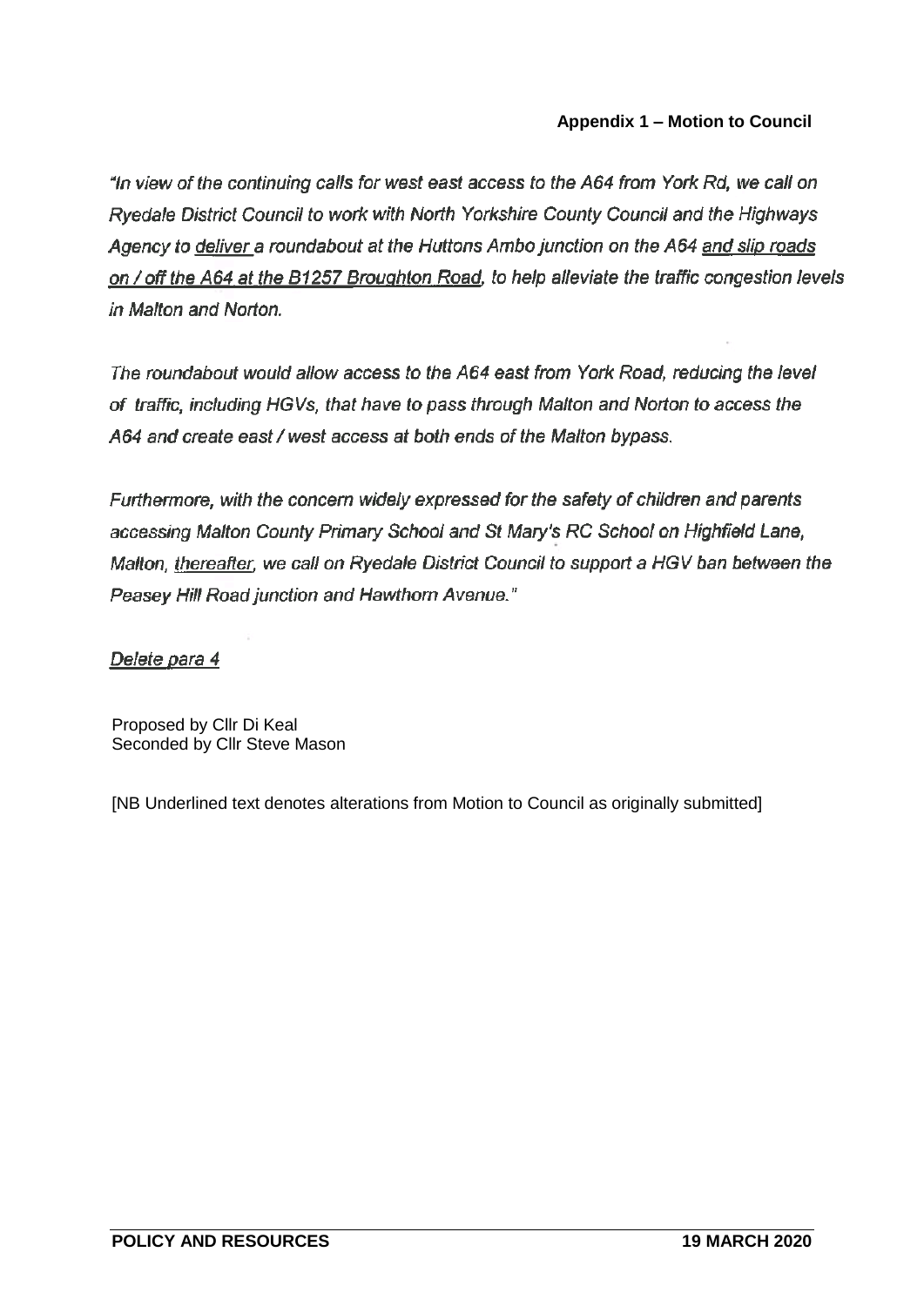**Appendix 1 – Motion to Council**

*"In view of the continuing calls for west east access to the A64 from York Rd, we call on Ryedale District Council to work with North Yorkshire County Council and the Highways Agency to <u>deliver</u> a roundabout at the Huttons Ambo junction on the A64 <u>and slip roads on / off the A64 at the B1257 Broughton Road</u>, to help alleviate the traffic congestion levels in Malton and Norton.*

*The roundabout would allow access to the A64 east from York Road, reducing the level of traffic, including HGVs, that have to pass through Malton and Norton to access the A64 and create east / west access at both ends of the Malton bypass.*

*Furthermore, with the concern widely expressed for the safety of children and parents accessing Malton County Primary School and St Mary's RC School on Highfield Lane, Malton, <u>thereafter</u>, we call on Ryedale District Council to support a HGV ban between the Peasey Hill Road junction and Hawthorn Avenue."*

*<u>Delete para 4</u>*

Proposed by Cllr Di Keal
Seconded by Cllr Steve Mason

[NB Underlined text denotes alterations from Motion to Council as originally submitted]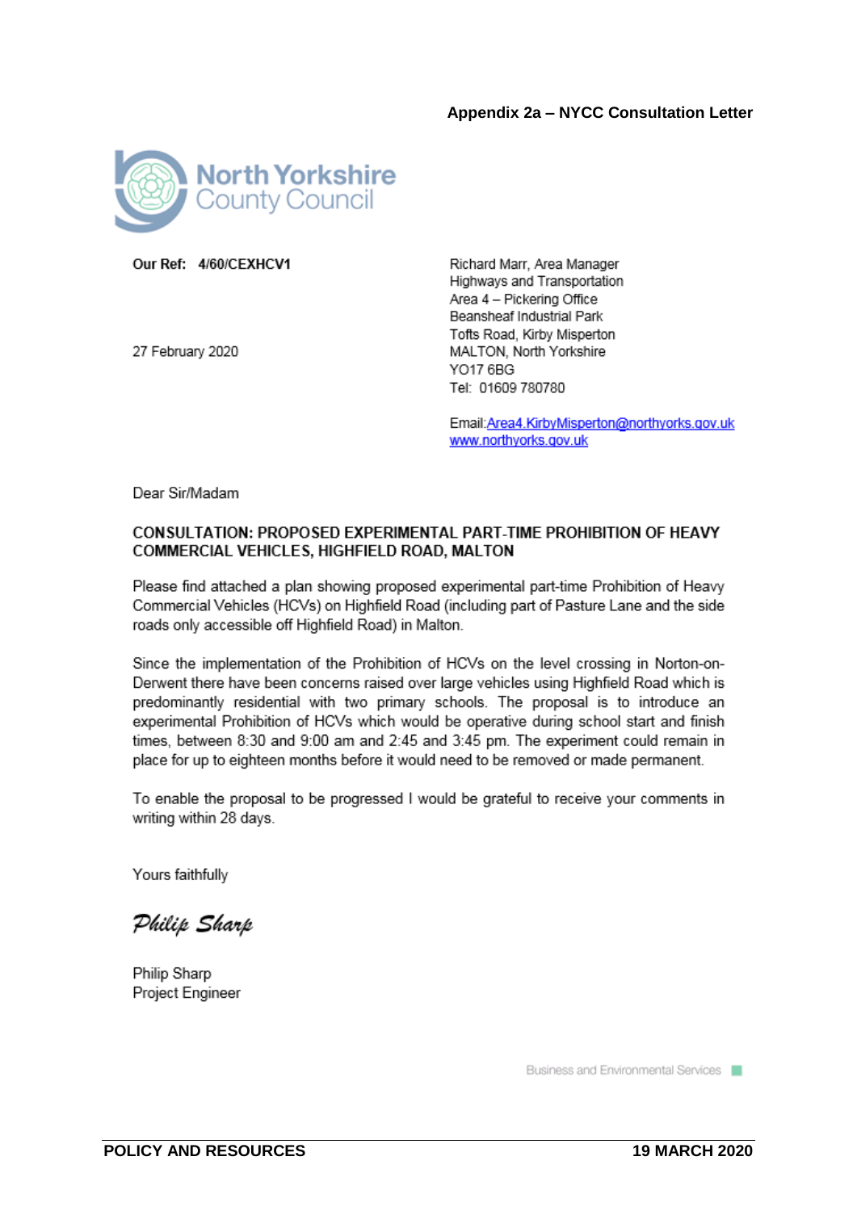**Appendix 2a – NYCC Consultation Letter**

North Yorkshire County Council

**Our Ref: 4/60/CEXHCV1**

27 February 2020

Richard Marr, Area Manager
Highways and Transportation
Area 4 – Pickering Office
Beansheaf Industrial Park
Tofts Road, Kirby Misperton
MALTON, North Yorkshire
YO17 6BG
Tel: 01609 780780

Email: Area4.KirbyMisperton@northyorks.gov.uk
www.northyorks.gov.uk

Dear Sir/Madam

**CONSULTATION: PROPOSED EXPERIMENTAL PART-TIME PROHIBITION OF HEAVY COMMERCIAL VEHICLES, HIGHFIELD ROAD, MALTON**

Please find attached a plan showing proposed experimental part-time Prohibition of Heavy Commercial Vehicles (HCVs) on Highfield Road (including part of Pasture Lane and the side roads only accessible off Highfield Road) in Malton.

Since the implementation of the Prohibition of HCVs on the level crossing in Norton-on-Derwent there have been concerns raised over large vehicles using Highfield Road which is predominantly residential with two primary schools. The proposal is to introduce an experimental Prohibition of HCVs which would be operative during school start and finish times, between 8:30 and 9:00 am and 2:45 and 3:45 pm. The experiment could remain in place for up to eighteen months before it would need to be removed or made permanent.

To enable the proposal to be progressed I would be grateful to receive your comments in writing within 28 days.

Yours faithfully

*Philip Sharp*

Philip Sharp
Project Engineer

Business and Environmental Services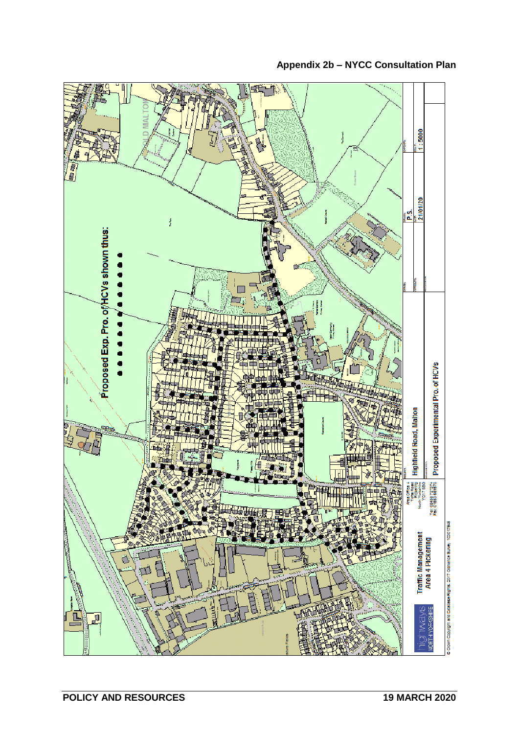**Appendix 2b – NYCC Consultation Plan**

Proposed Exp. Pro. of HCVs shown thus:

OLD MALTON

Traffic Management
Area 4 Pickering

Tel: 01653 727374
Fax: 01653 695878

Highfield Road, Malton

Proposed Experimental Pro. of HCVs

P.S.

21/01/20

1:5000

© Crown Copyright and Database Rights 2017 Ordnance Survey 100017946